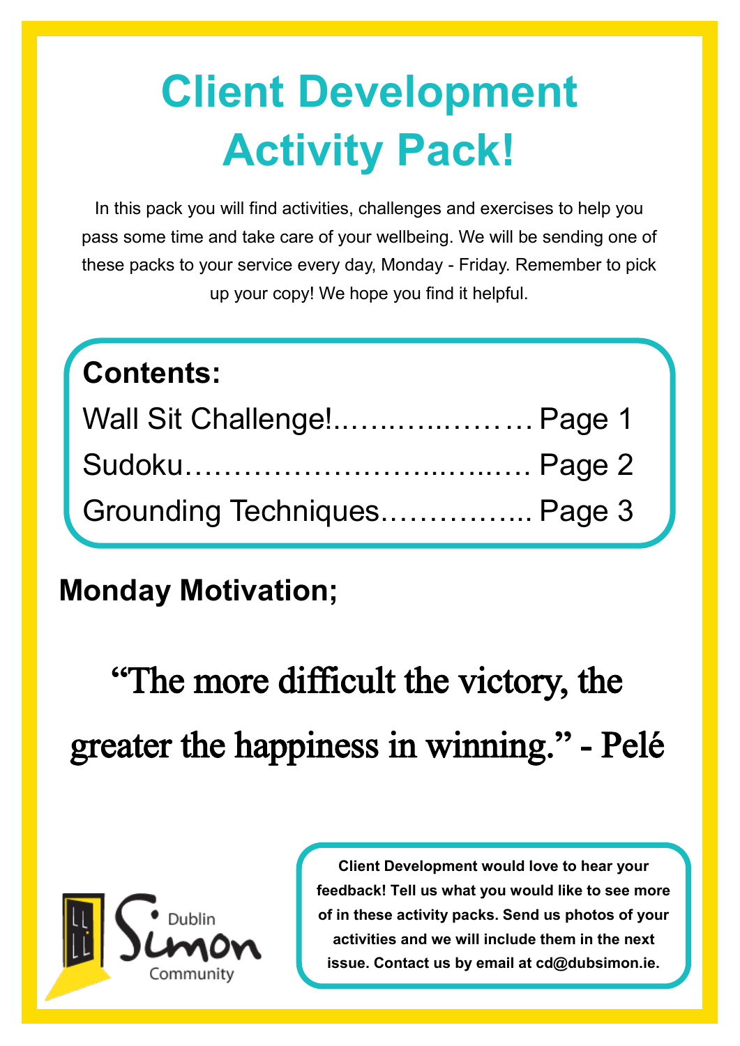# Client Development Activity Pack!

In this pack you will find activities, challenges and exercises to help you pass some time and take care of your wellbeing. We will be sending one of these packs to your service every day, Monday - Friday. Remember to pick up your copy! We hope you find it helpful.

**Contents:**

Wall Sit Challenge!…………………. Page 1

Sudoku……………………………… Page 2

Grounding Techniques…………….. Page 3

## Monday Motivation;

“The more difficult the victory, the greater the happiness in winning.” - Pelé

Dublin Simon Community

**Client Development would love to hear your feedback! Tell us what you would like to see more of in these activity packs. Send us photos of your activities and we will include them in the next issue. Contact us by email at cd@dubsimon.ie.**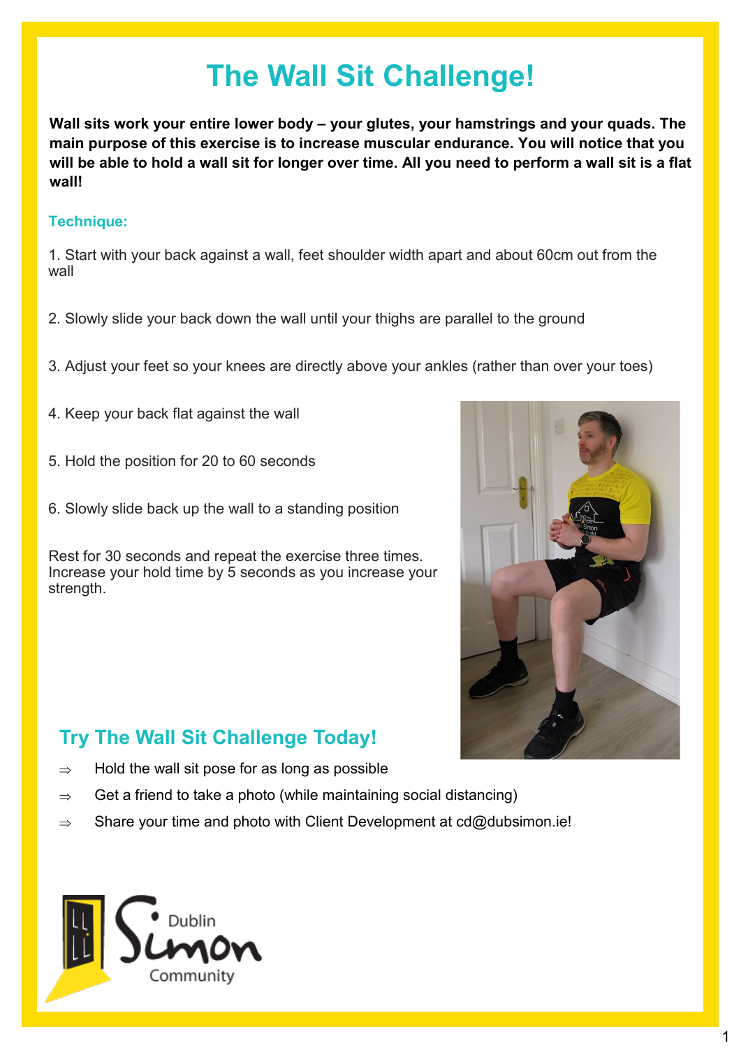# The Wall Sit Challenge!

**Wall sits work your entire lower body – your glutes, your hamstrings and your quads. The main purpose of this exercise is to increase muscular endurance. You will notice that you will be able to hold a wall sit for longer over time. All you need to perform a wall sit is a flat wall!**

### Technique:

1. Start with your back against a wall, feet shoulder width apart and about 60cm out from the wall

2. Slowly slide your back down the wall until your thighs are parallel to the ground

3. Adjust your feet so your knees are directly above your ankles (rather than over your toes)

4. Keep your back flat against the wall

5. Hold the position for 20 to 60 seconds

6. Slowly slide back up the wall to a standing position

Rest for 30 seconds and repeat the exercise three times. Increase your hold time by 5 seconds as you increase your strength.

## Try The Wall Sit Challenge Today!

⇒ Hold the wall sit pose for as long as possible

⇒ Get a friend to take a photo (while maintaining social distancing)

⇒ Share your time and photo with Client Development at cd@dubsimon.ie!

Dublin Simon Community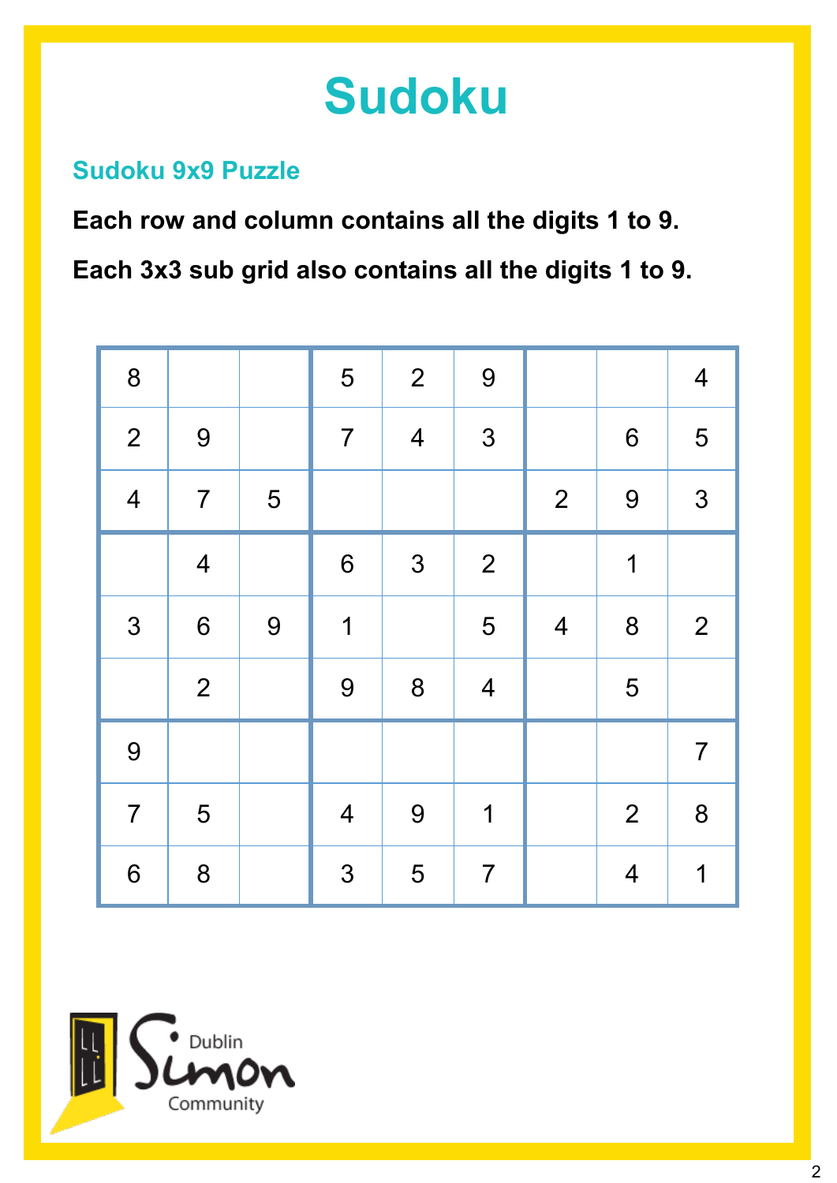# Sudoku

## Sudoku 9x9 Puzzle

**Each row and column contains all the digits 1 to 9.**

**Each 3x3 sub grid also contains all the digits 1 to 9.**

| | | | | | | | | |
|---|---|---|---|---|---|---|---|---|
| 8 | | | 5 | 2 | 9 | | | 4 |
| 2 | 9 | | 7 | 4 | 3 | | 6 | 5 |
| 4 | 7 | 5 | | | | 2 | 9 | 3 |
| | 4 | | 6 | 3 | 2 | | 1 | |
| 3 | 6 | 9 | 1 | | 5 | 4 | 8 | 2 |
| | 2 | | 9 | 8 | 4 | | 5 | |
| 9 | | | | | | | | 7 |
| 7 | 5 | | 4 | 9 | 1 | | 2 | 8 |
| 6 | 8 | | 3 | 5 | 7 | | 4 | 1 |

Dublin Simon Community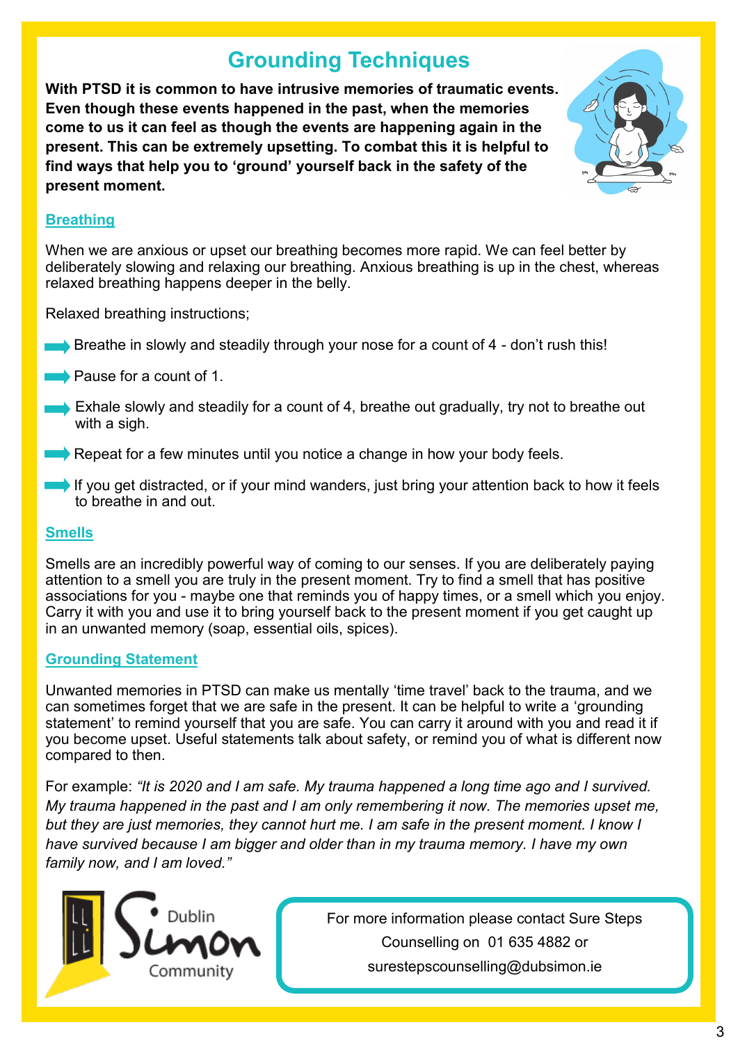# Grounding Techniques

**With PTSD it is common to have intrusive memories of traumatic events. Even though these events happened in the past, when the memories come to us it can feel as though the events are happening again in the present. This can be extremely upsetting. To combat this it is helpful to find ways that help you to 'ground' yourself back in the safety of the present moment.**

## Breathing

When we are anxious or upset our breathing becomes more rapid. We can feel better by deliberately slowing and relaxing our breathing. Anxious breathing is up in the chest, whereas relaxed breathing happens deeper in the belly.

Relaxed breathing instructions;

- Breathe in slowly and steadily through your nose for a count of 4 - don't rush this!
- Pause for a count of 1.
- Exhale slowly and steadily for a count of 4, breathe out gradually, try not to breathe out with a sigh.
- Repeat for a few minutes until you notice a change in how your body feels.
- If you get distracted, or if your mind wanders, just bring your attention back to how it feels to breathe in and out.

## Smells

Smells are an incredibly powerful way of coming to our senses. If you are deliberately paying attention to a smell you are truly in the present moment. Try to find a smell that has positive associations for you - maybe one that reminds you of happy times, or a smell which you enjoy. Carry it with you and use it to bring yourself back to the present moment if you get caught up in an unwanted memory (soap, essential oils, spices).

## Grounding Statement

Unwanted memories in PTSD can make us mentally 'time travel' back to the trauma, and we can sometimes forget that we are safe in the present. It can be helpful to write a 'grounding statement' to remind yourself that you are safe. You can carry it around with you and read it if you become upset. Useful statements talk about safety, or remind you of what is different now compared to then.

For example: *"It is 2020 and I am safe. My trauma happened a long time ago and I survived. My trauma happened in the past and I am only remembering it now. The memories upset me, but they are just memories, they cannot hurt me. I am safe in the present moment. I know I have survived because I am bigger and older than in my trauma memory. I have my own family now, and I am loved."*

Dublin Simon Community

For more information please contact Sure Steps Counselling on 01 635 4882 or surestepscounselling@dubsimon.ie